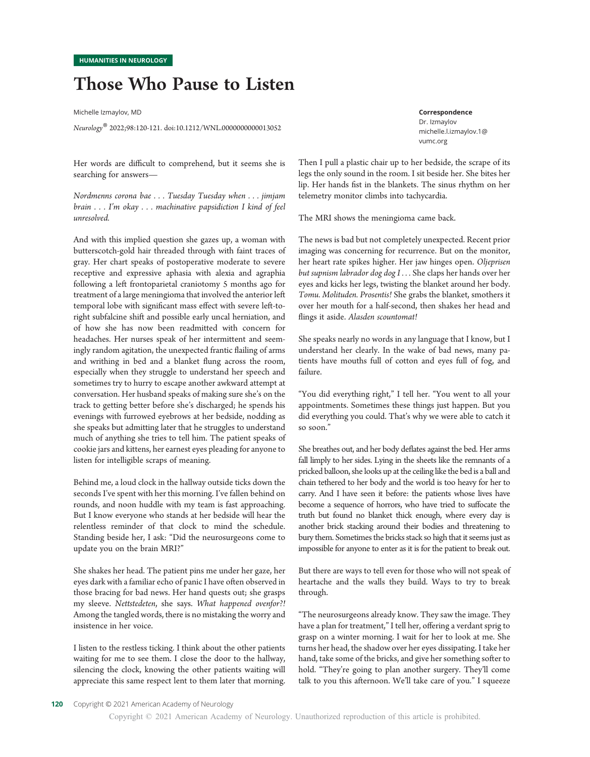HUMANITIES IN NEUROLOGY

# Those Who Pause to Listen

Michelle Izmaylov, MD

*Neurology*® 2022;98:120-121. doi:10.1212/WNL.0000000000013052

**Correspondence**
Dr. Izmaylov
michelle.l.izmaylov.1@vumc.org

Her words are difficult to comprehend, but it seems she is searching for answers—

*Nordmenns corona bae . . . Tuesday Tuesday when . . . jimjam brain . . . I'm okay . . . machinative papsidiction I kind of feel unresolved.*

And with this implied question she gazes up, a woman with butterscotch-gold hair threaded through with faint traces of gray. Her chart speaks of postoperative moderate to severe receptive and expressive aphasia with alexia and agraphia following a left frontoparietal craniotomy 5 months ago for treatment of a large meningioma that involved the anterior left temporal lobe with significant mass effect with severe left-to-right subfalcine shift and possible early uncal herniation, and of how she has now been readmitted with concern for headaches. Her nurses speak of her intermittent and seemingly random agitation, the unexpected frantic flailing of arms and writhing in bed and a blanket flung across the room, especially when they struggle to understand her speech and sometimes try to hurry to escape another awkward attempt at conversation. Her husband speaks of making sure she's on the track to getting better before she's discharged; he spends his evenings with furrowed eyebrows at her bedside, nodding as she speaks but admitting later that he struggles to understand much of anything she tries to tell him. The patient speaks of cookie jars and kittens, her earnest eyes pleading for anyone to listen for intelligible scraps of meaning.

Behind me, a loud clock in the hallway outside ticks down the seconds I've spent with her this morning. I've fallen behind on rounds, and noon huddle with my team is fast approaching. But I know everyone who stands at her bedside will hear the relentless reminder of that clock to mind the schedule. Standing beside her, I ask: "Did the neurosurgeons come to update you on the brain MRI?"

She shakes her head. The patient pins me under her gaze, her eyes dark with a familiar echo of panic I have often observed in those bracing for bad news. Her hand quests out; she grasps my sleeve. *Nettstedeten*, she says. *What happened ovenfor?!* Among the tangled words, there is no mistaking the worry and insistence in her voice.

I listen to the restless ticking. I think about the other patients waiting for me to see them. I close the door to the hallway, silencing the clock, knowing the other patients waiting will appreciate this same respect lent to them later that morning. Then I pull a plastic chair up to her bedside, the scrape of its legs the only sound in the room. I sit beside her. She bites her lip. Her hands fist in the blankets. The sinus rhythm on her telemetry monitor climbs into tachycardia.

The MRI shows the meningioma came back.

The news is bad but not completely unexpected. Recent prior imaging was concerning for recurrence. But on the monitor, her heart rate spikes higher. Her jaw hinges open. *Oljeprisen but supnism labrador dog dog I . . .* She claps her hands over her eyes and kicks her legs, twisting the blanket around her body. *Tomu. Molituden. Prosentis!* She grabs the blanket, smothers it over her mouth for a half-second, then shakes her head and flings it aside. *Alasden scountomat!*

She speaks nearly no words in any language that I know, but I understand her clearly. In the wake of bad news, many patients have mouths full of cotton and eyes full of fog, and failure.

"You did everything right," I tell her. "You went to all your appointments. Sometimes these things just happen. But you did everything you could. That's why we were able to catch it so soon."

She breathes out, and her body deflates against the bed. Her arms fall limply to her sides. Lying in the sheets like the remnants of a pricked balloon, she looks up at the ceiling like the bed is a ball and chain tethered to her body and the world is too heavy for her to carry. And I have seen it before: the patients whose lives have become a sequence of horrors, who have tried to suffocate the truth but found no blanket thick enough, where every day is another brick stacking around their bodies and threatening to bury them. Sometimes the bricks stack so high that it seems just as impossible for anyone to enter as it is for the patient to break out.

But there are ways to tell even for those who will not speak of heartache and the walls they build. Ways to try to break through.

"The neurosurgeons already know. They saw the image. They have a plan for treatment," I tell her, offering a verdant sprig to grasp on a winter morning. I wait for her to look at me. She turns her head, the shadow over her eyes dissipating. I take her hand, take some of the bricks, and give her something softer to hold. "They're going to plan another surgery. They'll come talk to you this afternoon. We'll take care of you." I squeeze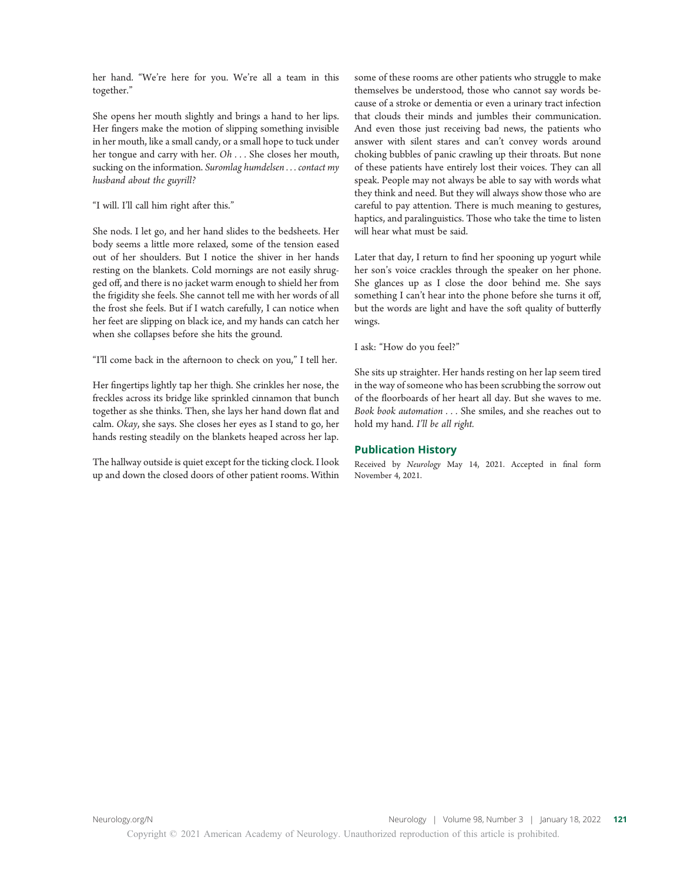her hand. "We're here for you. We're all a team in this together."

She opens her mouth slightly and brings a hand to her lips. Her fingers make the motion of slipping something invisible in her mouth, like a small candy, or a small hope to tuck under her tongue and carry with her. *Oh* . . . She closes her mouth, sucking on the information. *Suromlag humdelsen . . . contact my husband about the guyrill?*

"I will. I'll call him right after this."

She nods. I let go, and her hand slides to the bedsheets. Her body seems a little more relaxed, some of the tension eased out of her shoulders. But I notice the shiver in her hands resting on the blankets. Cold mornings are not easily shrugged off, and there is no jacket warm enough to shield her from the frigidity she feels. She cannot tell me with her words of all the frost she feels. But if I watch carefully, I can notice when her feet are slipping on black ice, and my hands can catch her when she collapses before she hits the ground.

"I'll come back in the afternoon to check on you," I tell her.

Her fingertips lightly tap her thigh. She crinkles her nose, the freckles across its bridge like sprinkled cinnamon that bunch together as she thinks. Then, she lays her hand down flat and calm. *Okay*, she says. She closes her eyes as I stand to go, her hands resting steadily on the blankets heaped across her lap.

The hallway outside is quiet except for the ticking clock. I look up and down the closed doors of other patient rooms. Within some of these rooms are other patients who struggle to make themselves be understood, those who cannot say words because of a stroke or dementia or even a urinary tract infection that clouds their minds and jumbles their communication. And even those just receiving bad news, the patients who answer with silent stares and can't convey words around choking bubbles of panic crawling up their throats. But none of these patients have entirely lost their voices. They can all speak. People may not always be able to say with words what they think and need. But they will always show those who are careful to pay attention. There is much meaning to gestures, haptics, and paralinguistics. Those who take the time to listen will hear what must be said.

Later that day, I return to find her spooning up yogurt while her son's voice crackles through the speaker on her phone. She glances up as I close the door behind me. She says something I can't hear into the phone before she turns it off, but the words are light and have the soft quality of butterfly wings.

I ask: "How do you feel?"

She sits up straighter. Her hands resting on her lap seem tired in the way of someone who has been scrubbing the sorrow out of the floorboards of her heart all day. But she waves to me. *Book book automation . . .* She smiles, and she reaches out to hold my hand. *I'll be all right.*

## Publication History

Received by *Neurology* May 14, 2021. Accepted in final form November 4, 2021.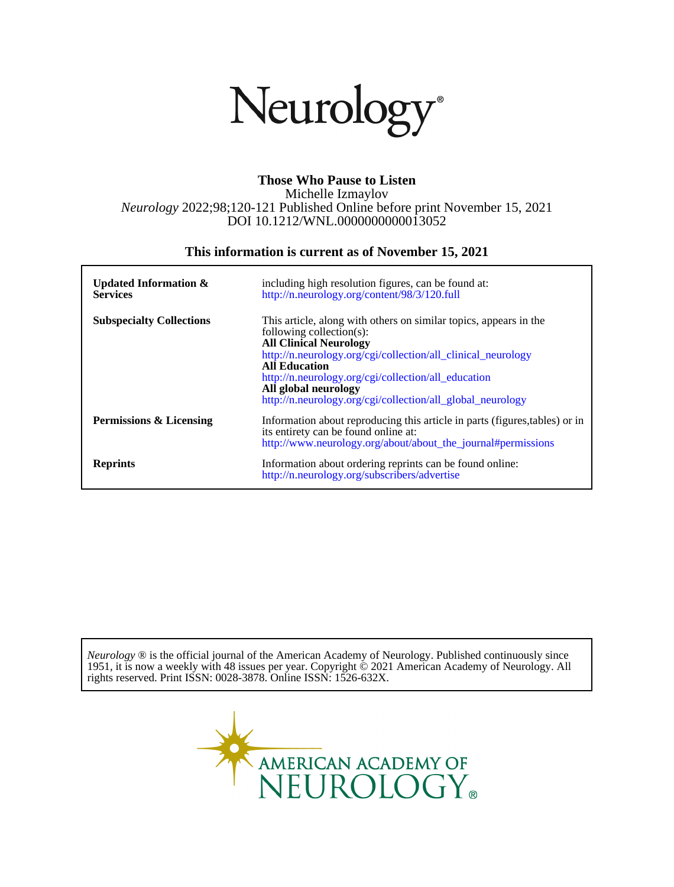# Neurology®

**Those Who Pause to Listen**

Michelle Izmaylov

*Neurology* 2022;98;120-121 Published Online before print November 15, 2021

DOI 10.1212/WNL.0000000000013052

**This information is current as of November 15, 2021**

| | |
|---|---|
| **Updated Information & Services** | including high resolution figures, can be found at: http://n.neurology.org/content/98/3/120.full |
| **Subspecialty Collections** | This article, along with others on similar topics, appears in the following collection(s): **All Clinical Neurology** http://n.neurology.org/cgi/collection/all_clinical_neurology **All Education** http://n.neurology.org/cgi/collection/all_education **All global neurology** http://n.neurology.org/cgi/collection/all_global_neurology |
| **Permissions & Licensing** | Information about reproducing this article in parts (figures,tables) or in its entirety can be found online at: http://www.neurology.org/about/about_the_journal#permissions |
| **Reprints** | Information about ordering reprints can be found online: http://n.neurology.org/subscribers/advertise |

*Neurology* ® is the official journal of the American Academy of Neurology. Published continuously since 1951, it is now a weekly with 48 issues per year. Copyright © 2021 American Academy of Neurology. All rights reserved. Print ISSN: 0028-3878. Online ISSN: 1526-632X.

AMERICAN ACADEMY OF NEUROLOGY®